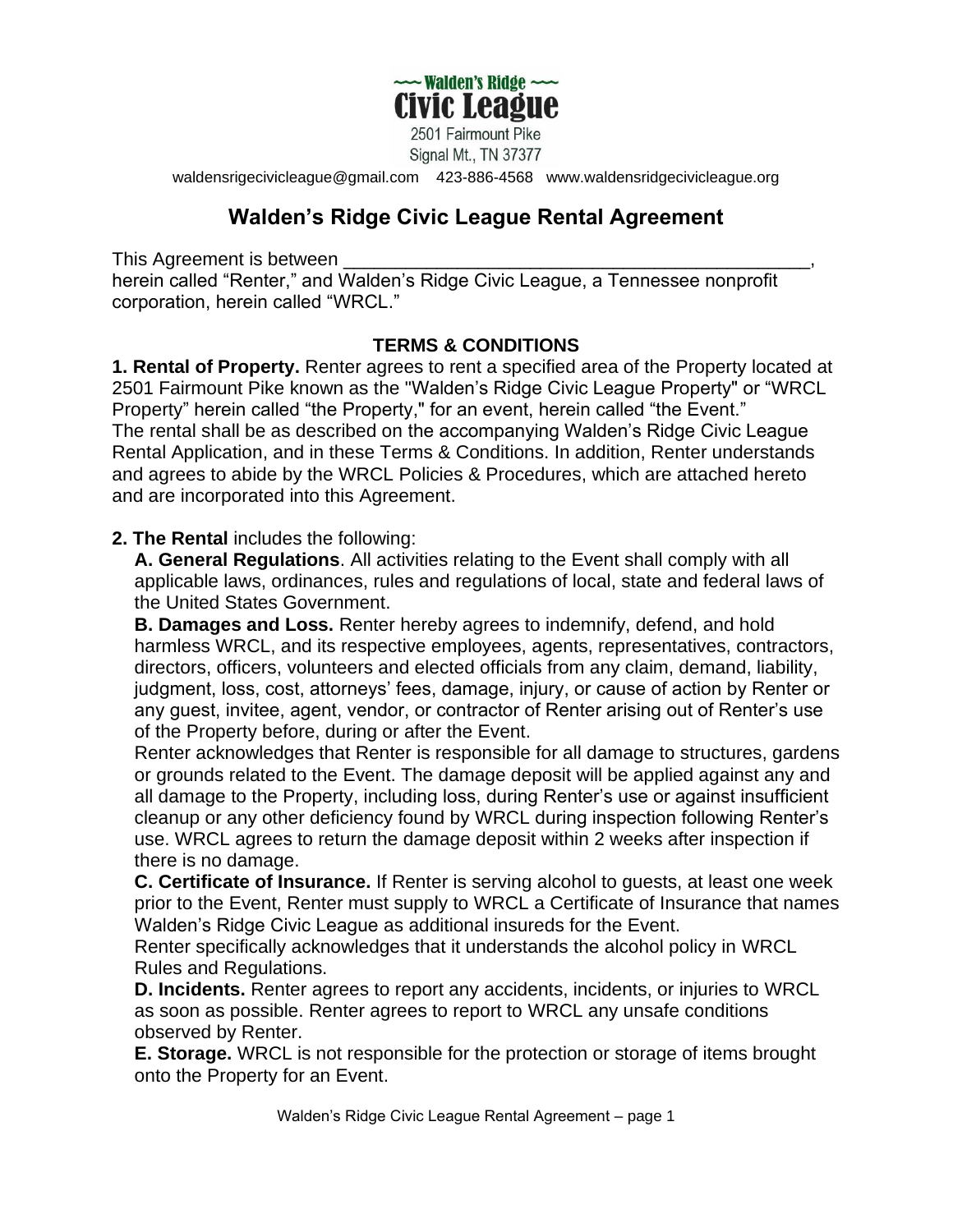~~~ Walden's Ridge ~~~
**Civic League**
2501 Fairmount Pike
Signal Mt., TN 37377

waldensrigecivicleague@gmail.com 423-886-4568 www.waldensridgecivicleague.org

# Walden's Ridge Civic League Rental Agreement

This Agreement is between _______________________________________________, herein called "Renter," and Walden's Ridge Civic League, a Tennessee nonprofit corporation, herein called "WRCL."

## TERMS & CONDITIONS

**1. Rental of Property.** Renter agrees to rent a specified area of the Property located at 2501 Fairmount Pike known as the "Walden's Ridge Civic League Property" or "WRCL Property" herein called "the Property," for an event, herein called "the Event." The rental shall be as described on the accompanying Walden's Ridge Civic League Rental Application, and in these Terms & Conditions. In addition, Renter understands and agrees to abide by the WRCL Policies & Procedures, which are attached hereto and are incorporated into this Agreement.

**2. The Rental** includes the following:

**A. General Regulations**. All activities relating to the Event shall comply with all applicable laws, ordinances, rules and regulations of local, state and federal laws of the United States Government.

**B. Damages and Loss.** Renter hereby agrees to indemnify, defend, and hold harmless WRCL, and its respective employees, agents, representatives, contractors, directors, officers, volunteers and elected officials from any claim, demand, liability, judgment, loss, cost, attorneys' fees, damage, injury, or cause of action by Renter or any guest, invitee, agent, vendor, or contractor of Renter arising out of Renter's use of the Property before, during or after the Event.

Renter acknowledges that Renter is responsible for all damage to structures, gardens or grounds related to the Event. The damage deposit will be applied against any and all damage to the Property, including loss, during Renter's use or against insufficient cleanup or any other deficiency found by WRCL during inspection following Renter's use. WRCL agrees to return the damage deposit within 2 weeks after inspection if there is no damage.

**C. Certificate of Insurance.** If Renter is serving alcohol to guests, at least one week prior to the Event, Renter must supply to WRCL a Certificate of Insurance that names Walden's Ridge Civic League as additional insureds for the Event.

Renter specifically acknowledges that it understands the alcohol policy in WRCL Rules and Regulations.

**D. Incidents.** Renter agrees to report any accidents, incidents, or injuries to WRCL as soon as possible. Renter agrees to report to WRCL any unsafe conditions observed by Renter.

**E. Storage.** WRCL is not responsible for the protection or storage of items brought onto the Property for an Event.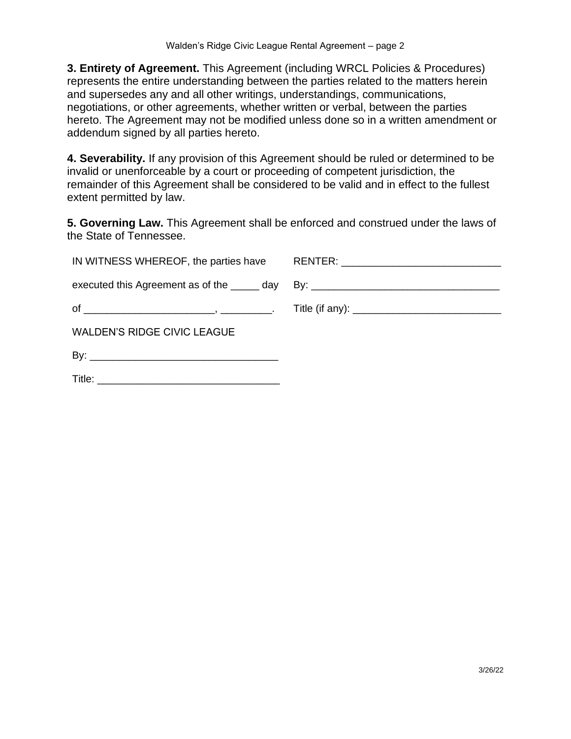**3. Entirety of Agreement.** This Agreement (including WRCL Policies & Procedures) represents the entire understanding between the parties related to the matters herein and supersedes any and all other writings, understandings, communications, negotiations, or other agreements, whether written or verbal, between the parties hereto. The Agreement may not be modified unless done so in a written amendment or addendum signed by all parties hereto.

**4. Severability.** If any provision of this Agreement should be ruled or determined to be invalid or unenforceable by a court or proceeding of competent jurisdiction, the remainder of this Agreement shall be considered to be valid and in effect to the fullest extent permitted by law.

**5. Governing Law.** This Agreement shall be enforced and construed under the laws of the State of Tennessee.

IN WITNESS WHEREOF, the parties have executed this Agreement as of the _____ day of ______________________, _________.

WALDEN'S RIDGE CIVIC LEAGUE

By: ________________________________

Title: _______________________________

RENTER: ___________________________

By: ________________________________

Title (if any): _________________________

3/26/22